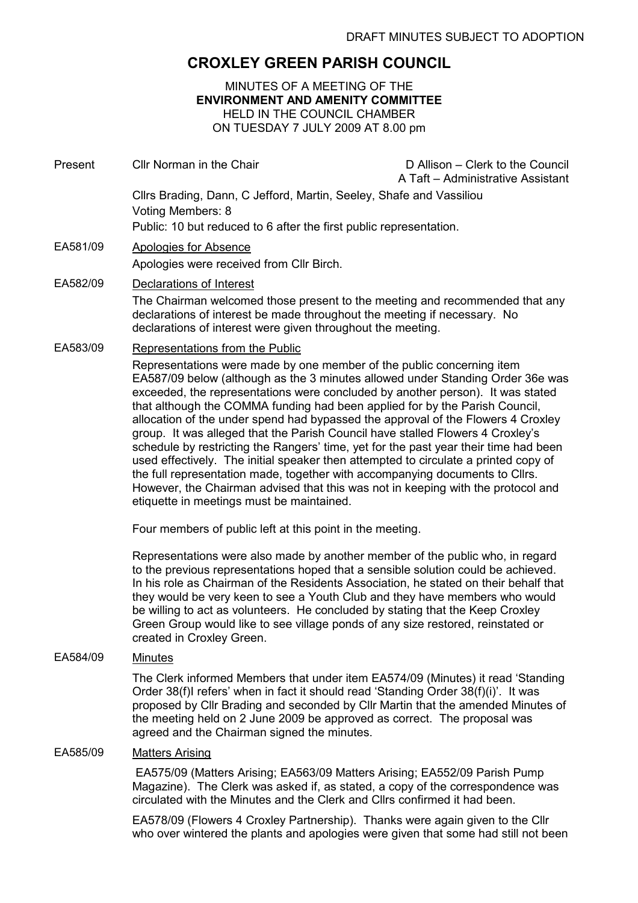DRAFT MINUTES SUBJECT TO ADOPTION

# CROXLEY GREEN PARISH COUNCIL

MINUTES OF A MEETING OF THE
**ENVIRONMENT AND AMENITY COMMITTEE**
HELD IN THE COUNCIL CHAMBER
ON TUESDAY 7 JULY 2009 AT 8.00 pm

Present — Cllr Norman in the Chair — D Allison – Clerk to the Council; A Taft – Administrative Assistant

Cllrs Brading, Dann, C Jefford, Martin, Seeley, Shafe and Vassiliou
Voting Members: 8
Public: 10 but reduced to 6 after the first public representation.

**EA581/09** Apologies for Absence

Apologies were received from Cllr Birch.

**EA582/09** Declarations of Interest

The Chairman welcomed those present to the meeting and recommended that any declarations of interest be made throughout the meeting if necessary. No declarations of interest were given throughout the meeting.

**EA583/09** Representations from the Public

Representations were made by one member of the public concerning item EA587/09 below (although as the 3 minutes allowed under Standing Order 36e was exceeded, the representations were concluded by another person). It was stated that although the COMMA funding had been applied for by the Parish Council, allocation of the under spend had bypassed the approval of the Flowers 4 Croxley group. It was alleged that the Parish Council have stalled Flowers 4 Croxley's schedule by restricting the Rangers' time, yet for the past year their time had been used effectively. The initial speaker then attempted to circulate a printed copy of the full representation made, together with accompanying documents to Cllrs. However, the Chairman advised that this was not in keeping with the protocol and etiquette in meetings must be maintained.

Four members of public left at this point in the meeting.

Representations were also made by another member of the public who, in regard to the previous representations hoped that a sensible solution could be achieved. In his role as Chairman of the Residents Association, he stated on their behalf that they would be very keen to see a Youth Club and they have members who would be willing to act as volunteers. He concluded by stating that the Keep Croxley Green Group would like to see village ponds of any size restored, reinstated or created in Croxley Green.

**EA584/09** Minutes

The Clerk informed Members that under item EA574/09 (Minutes) it read 'Standing Order 38(f)I refers' when in fact it should read 'Standing Order 38(f)(i)'. It was proposed by Cllr Brading and seconded by Cllr Martin that the amended Minutes of the meeting held on 2 June 2009 be approved as correct. The proposal was agreed and the Chairman signed the minutes.

**EA585/09** Matters Arising

EA575/09 (Matters Arising; EA563/09 Matters Arising; EA552/09 Parish Pump Magazine). The Clerk was asked if, as stated, a copy of the correspondence was circulated with the Minutes and the Clerk and Cllrs confirmed it had been.

EA578/09 (Flowers 4 Croxley Partnership). Thanks were again given to the Cllr who over wintered the plants and apologies were given that some had still not been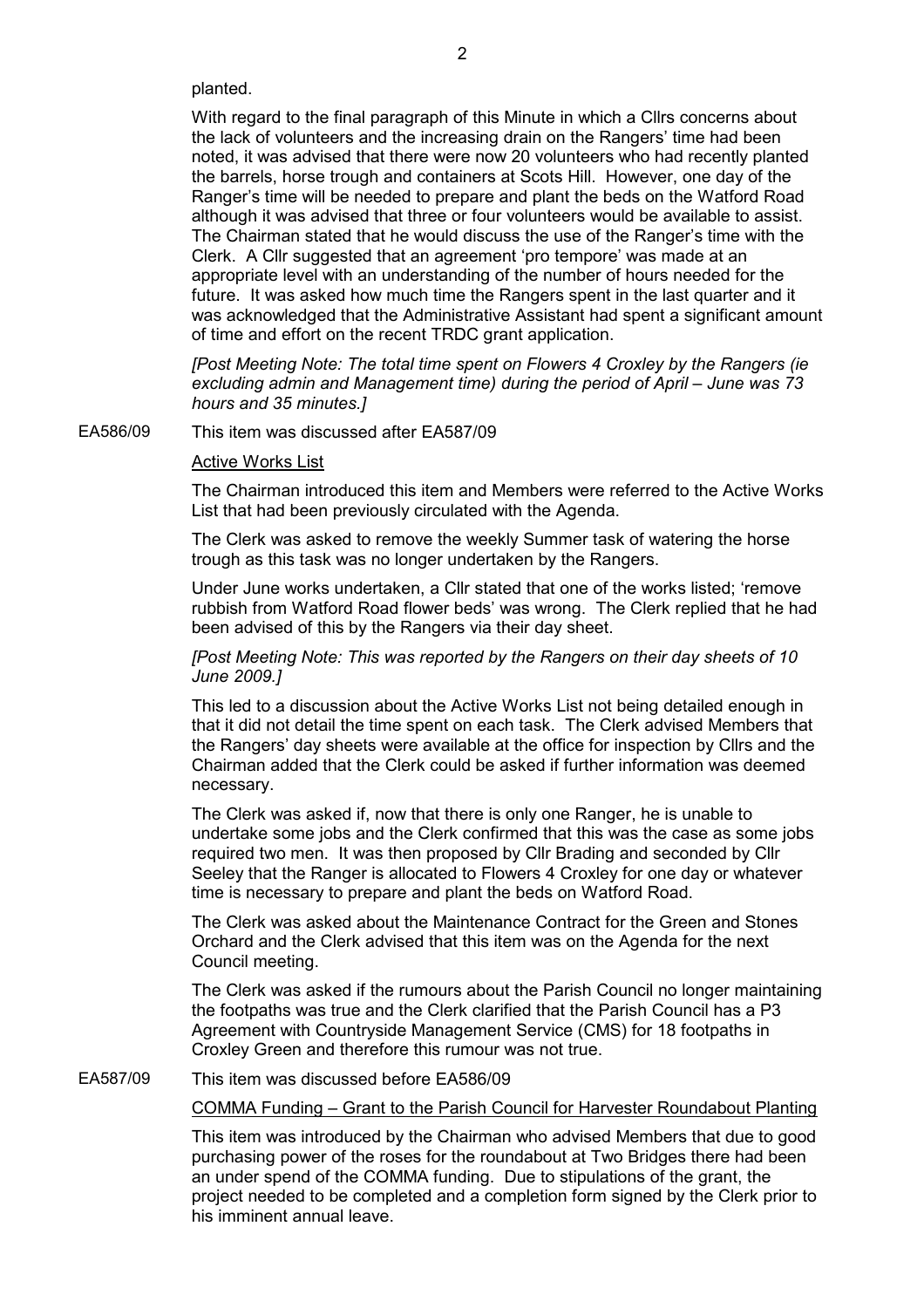planted.

With regard to the final paragraph of this Minute in which a Cllrs concerns about the lack of volunteers and the increasing drain on the Rangers' time had been noted, it was advised that there were now 20 volunteers who had recently planted the barrels, horse trough and containers at Scots Hill. However, one day of the Ranger's time will be needed to prepare and plant the beds on the Watford Road although it was advised that three or four volunteers would be available to assist. The Chairman stated that he would discuss the use of the Ranger's time with the Clerk. A Cllr suggested that an agreement 'pro tempore' was made at an appropriate level with an understanding of the number of hours needed for the future. It was asked how much time the Rangers spent in the last quarter and it was acknowledged that the Administrative Assistant had spent a significant amount of time and effort on the recent TRDC grant application.

*[Post Meeting Note: The total time spent on Flowers 4 Croxley by the Rangers (ie excluding admin and Management time) during the period of April – June was 73 hours and 35 minutes.]*

EA586/09 This item was discussed after EA587/09

<u>Active Works List</u>

The Chairman introduced this item and Members were referred to the Active Works List that had been previously circulated with the Agenda.

The Clerk was asked to remove the weekly Summer task of watering the horse trough as this task was no longer undertaken by the Rangers.

Under June works undertaken, a Cllr stated that one of the works listed; 'remove rubbish from Watford Road flower beds' was wrong. The Clerk replied that he had been advised of this by the Rangers via their day sheet.

*[Post Meeting Note: This was reported by the Rangers on their day sheets of 10 June 2009.]*

This led to a discussion about the Active Works List not being detailed enough in that it did not detail the time spent on each task. The Clerk advised Members that the Rangers' day sheets were available at the office for inspection by Cllrs and the Chairman added that the Clerk could be asked if further information was deemed necessary.

The Clerk was asked if, now that there is only one Ranger, he is unable to undertake some jobs and the Clerk confirmed that this was the case as some jobs required two men. It was then proposed by Cllr Brading and seconded by Cllr Seeley that the Ranger is allocated to Flowers 4 Croxley for one day or whatever time is necessary to prepare and plant the beds on Watford Road.

The Clerk was asked about the Maintenance Contract for the Green and Stones Orchard and the Clerk advised that this item was on the Agenda for the next Council meeting.

The Clerk was asked if the rumours about the Parish Council no longer maintaining the footpaths was true and the Clerk clarified that the Parish Council has a P3 Agreement with Countryside Management Service (CMS) for 18 footpaths in Croxley Green and therefore this rumour was not true.

EA587/09 This item was discussed before EA586/09

<u>COMMA Funding – Grant to the Parish Council for Harvester Roundabout Planting</u>

This item was introduced by the Chairman who advised Members that due to good purchasing power of the roses for the roundabout at Two Bridges there had been an under spend of the COMMA funding. Due to stipulations of the grant, the project needed to be completed and a completion form signed by the Clerk prior to his imminent annual leave.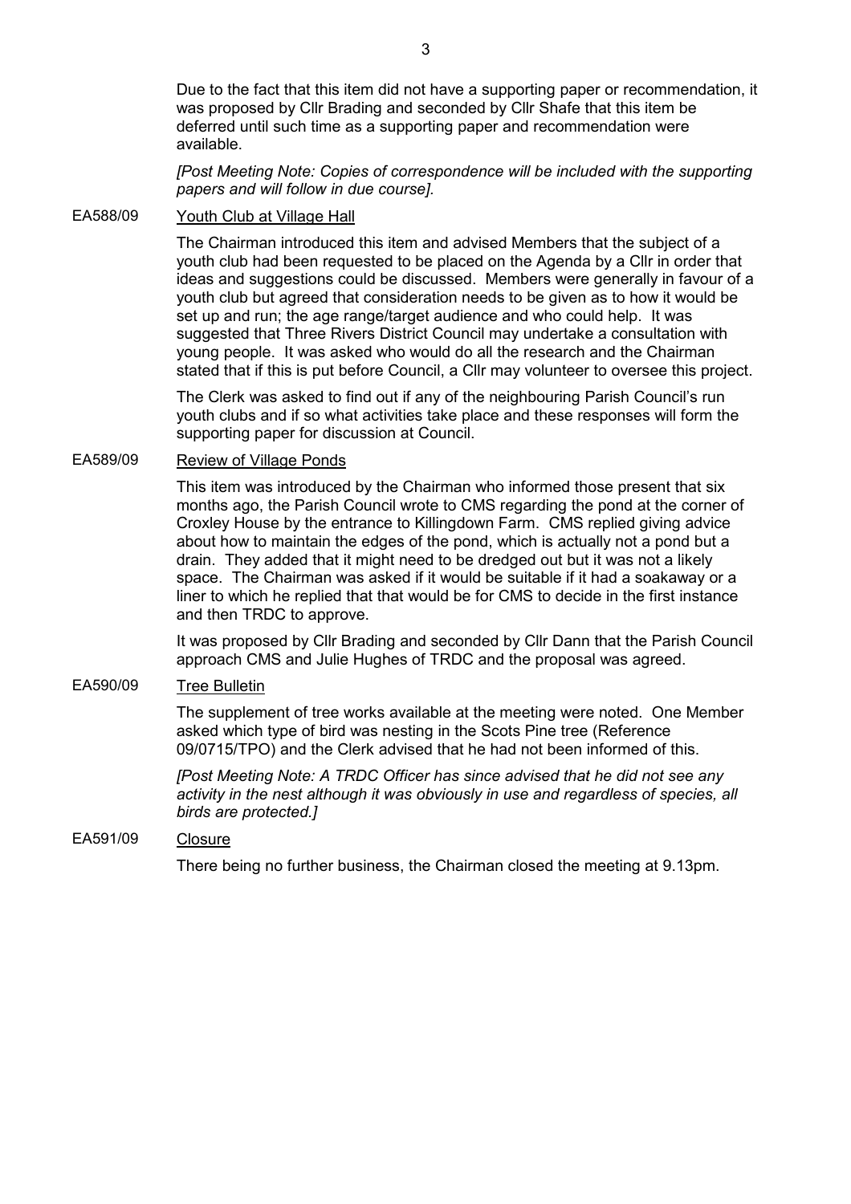Due to the fact that this item did not have a supporting paper or recommendation, it was proposed by Cllr Brading and seconded by Cllr Shafe that this item be deferred until such time as a supporting paper and recommendation were available.

*[Post Meeting Note: Copies of correspondence will be included with the supporting papers and will follow in due course].*

EA588/09 Youth Club at Village Hall

The Chairman introduced this item and advised Members that the subject of a youth club had been requested to be placed on the Agenda by a Cllr in order that ideas and suggestions could be discussed. Members were generally in favour of a youth club but agreed that consideration needs to be given as to how it would be set up and run; the age range/target audience and who could help. It was suggested that Three Rivers District Council may undertake a consultation with young people. It was asked who would do all the research and the Chairman stated that if this is put before Council, a Cllr may volunteer to oversee this project.

The Clerk was asked to find out if any of the neighbouring Parish Council's run youth clubs and if so what activities take place and these responses will form the supporting paper for discussion at Council.

EA589/09 Review of Village Ponds

This item was introduced by the Chairman who informed those present that six months ago, the Parish Council wrote to CMS regarding the pond at the corner of Croxley House by the entrance to Killingdown Farm. CMS replied giving advice about how to maintain the edges of the pond, which is actually not a pond but a drain. They added that it might need to be dredged out but it was not a likely space. The Chairman was asked if it would be suitable if it had a soakaway or a liner to which he replied that that would be for CMS to decide in the first instance and then TRDC to approve.

It was proposed by Cllr Brading and seconded by Cllr Dann that the Parish Council approach CMS and Julie Hughes of TRDC and the proposal was agreed.

EA590/09 Tree Bulletin

The supplement of tree works available at the meeting were noted. One Member asked which type of bird was nesting in the Scots Pine tree (Reference 09/0715/TPO) and the Clerk advised that he had not been informed of this.

*[Post Meeting Note: A TRDC Officer has since advised that he did not see any activity in the nest although it was obviously in use and regardless of species, all birds are protected.]*

EA591/09 Closure

There being no further business, the Chairman closed the meeting at 9.13pm.